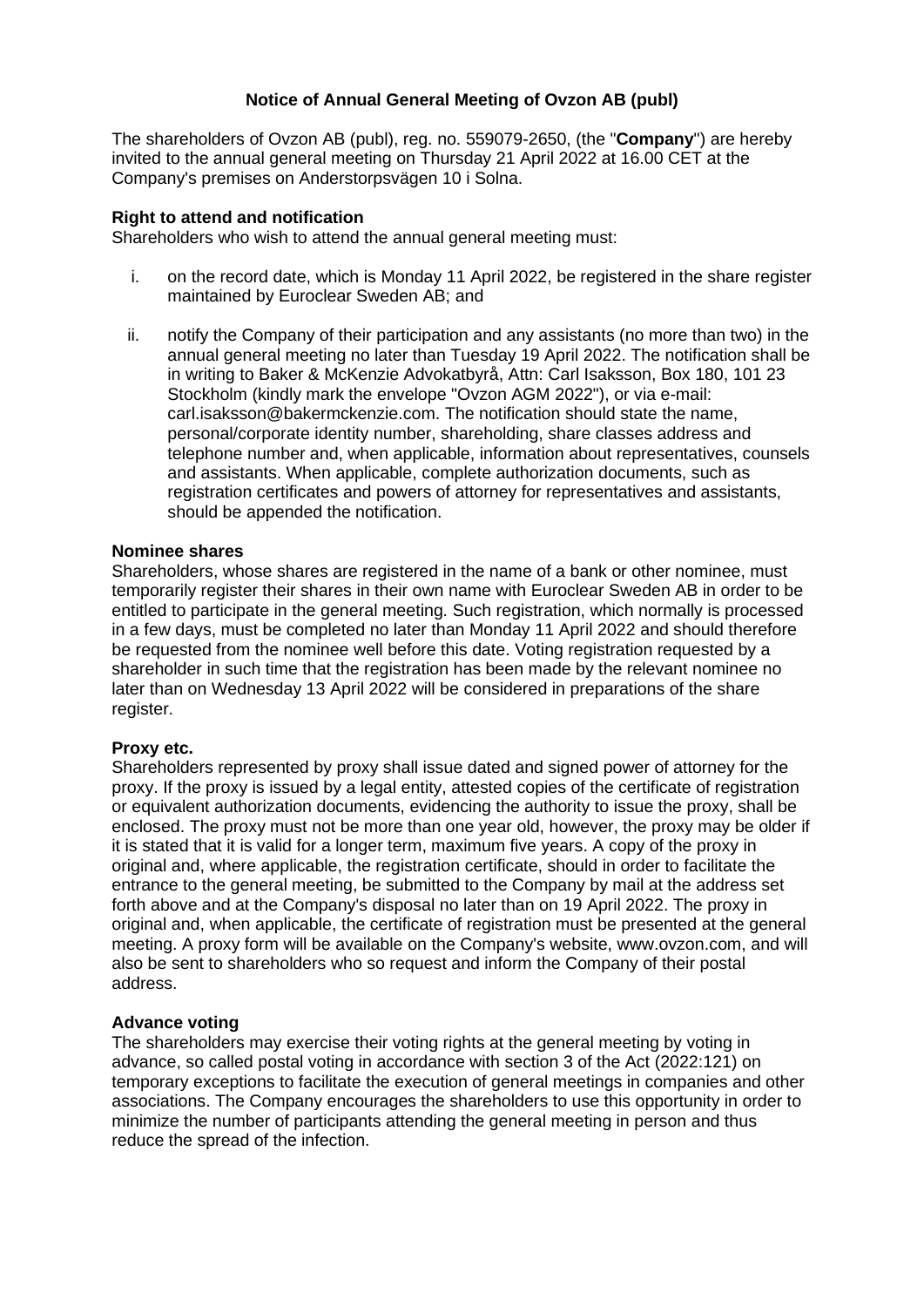# Notice of Annual General Meeting of Ovzon AB (publ)

The shareholders of Ovzon AB (publ), reg. no. 559079-2650, (the "**Company**") are hereby invited to the annual general meeting on Thursday 21 April 2022 at 16.00 CET at the Company's premises on Anderstorpsvägen 10 i Solna.

**Right to attend and notification**

Shareholders who wish to attend the annual general meeting must:

i. on the record date, which is Monday 11 April 2022, be registered in the share register maintained by Euroclear Sweden AB; and

ii. notify the Company of their participation and any assistants (no more than two) in the annual general meeting no later than Tuesday 19 April 2022. The notification shall be in writing to Baker & McKenzie Advokatbyrå, Attn: Carl Isaksson, Box 180, 101 23 Stockholm (kindly mark the envelope "Ovzon AGM 2022"), or via e-mail: carl.isaksson@bakermckenzie.com. The notification should state the name, personal/corporate identity number, shareholding, share classes address and telephone number and, when applicable, information about representatives, counsels and assistants. When applicable, complete authorization documents, such as registration certificates and powers of attorney for representatives and assistants, should be appended the notification.

**Nominee shares**

Shareholders, whose shares are registered in the name of a bank or other nominee, must temporarily register their shares in their own name with Euroclear Sweden AB in order to be entitled to participate in the general meeting. Such registration, which normally is processed in a few days, must be completed no later than Monday 11 April 2022 and should therefore be requested from the nominee well before this date. Voting registration requested by a shareholder in such time that the registration has been made by the relevant nominee no later than on Wednesday 13 April 2022 will be considered in preparations of the share register.

**Proxy etc.**

Shareholders represented by proxy shall issue dated and signed power of attorney for the proxy. If the proxy is issued by a legal entity, attested copies of the certificate of registration or equivalent authorization documents, evidencing the authority to issue the proxy, shall be enclosed. The proxy must not be more than one year old, however, the proxy may be older if it is stated that it is valid for a longer term, maximum five years. A copy of the proxy in original and, where applicable, the registration certificate, should in order to facilitate the entrance to the general meeting, be submitted to the Company by mail at the address set forth above and at the Company's disposal no later than on 19 April 2022. The proxy in original and, when applicable, the certificate of registration must be presented at the general meeting. A proxy form will be available on the Company's website, www.ovzon.com, and will also be sent to shareholders who so request and inform the Company of their postal address.

**Advance voting**

The shareholders may exercise their voting rights at the general meeting by voting in advance, so called postal voting in accordance with section 3 of the Act (2022:121) on temporary exceptions to facilitate the execution of general meetings in companies and other associations. The Company encourages the shareholders to use this opportunity in order to minimize the number of participants attending the general meeting in person and thus reduce the spread of the infection.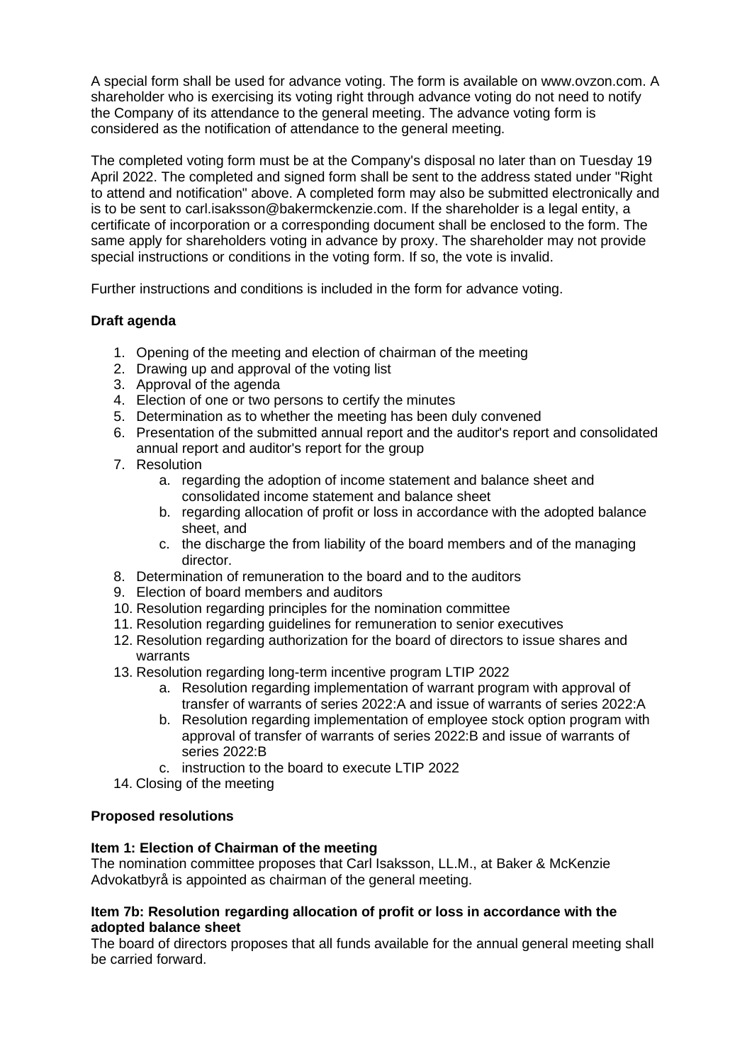A special form shall be used for advance voting. The form is available on www.ovzon.com. A shareholder who is exercising its voting right through advance voting do not need to notify the Company of its attendance to the general meeting. The advance voting form is considered as the notification of attendance to the general meeting.

The completed voting form must be at the Company's disposal no later than on Tuesday 19 April 2022. The completed and signed form shall be sent to the address stated under "Right to attend and notification" above. A completed form may also be submitted electronically and is to be sent to carl.isaksson@bakermckenzie.com. If the shareholder is a legal entity, a certificate of incorporation or a corresponding document shall be enclosed to the form. The same apply for shareholders voting in advance by proxy. The shareholder may not provide special instructions or conditions in the voting form. If so, the vote is invalid.

Further instructions and conditions is included in the form for advance voting.

**Draft agenda**

1. Opening of the meeting and election of chairman of the meeting
2. Drawing up and approval of the voting list
3. Approval of the agenda
4. Election of one or two persons to certify the minutes
5. Determination as to whether the meeting has been duly convened
6. Presentation of the submitted annual report and the auditor's report and consolidated annual report and auditor's report for the group
7. Resolution
    a. regarding the adoption of income statement and balance sheet and consolidated income statement and balance sheet
    b. regarding allocation of profit or loss in accordance with the adopted balance sheet, and
    c. the discharge the from liability of the board members and of the managing director.
8. Determination of remuneration to the board and to the auditors
9. Election of board members and auditors
10. Resolution regarding principles for the nomination committee
11. Resolution regarding guidelines for remuneration to senior executives
12. Resolution regarding authorization for the board of directors to issue shares and warrants
13. Resolution regarding long-term incentive program LTIP 2022
    a. Resolution regarding implementation of warrant program with approval of transfer of warrants of series 2022:A and issue of warrants of series 2022:A
    b. Resolution regarding implementation of employee stock option program with approval of transfer of warrants of series 2022:B and issue of warrants of series 2022:B
    c. instruction to the board to execute LTIP 2022
14. Closing of the meeting

**Proposed resolutions**

**Item 1: Election of Chairman of the meeting**
The nomination committee proposes that Carl Isaksson, LL.M., at Baker & McKenzie Advokatbyrå is appointed as chairman of the general meeting.

**Item 7b: Resolution regarding allocation of profit or loss in accordance with the adopted balance sheet**
The board of directors proposes that all funds available for the annual general meeting shall be carried forward.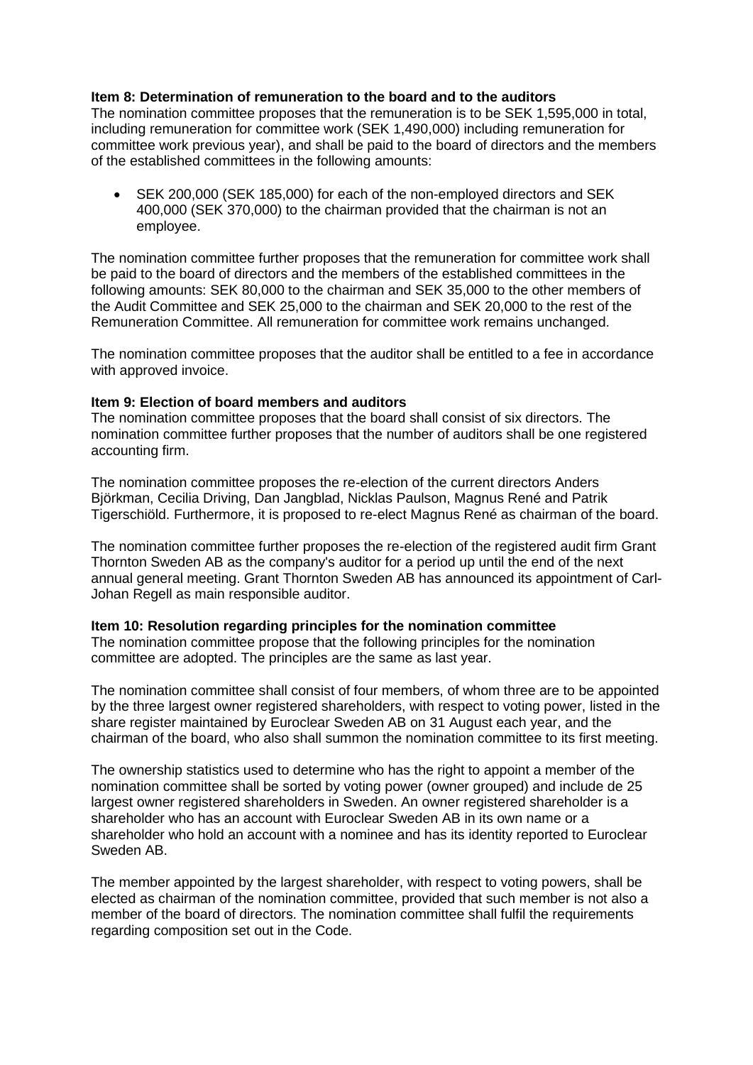**Item 8: Determination of remuneration to the board and to the auditors**
The nomination committee proposes that the remuneration is to be SEK 1,595,000 in total, including remuneration for committee work (SEK 1,490,000) including remuneration for committee work previous year), and shall be paid to the board of directors and the members of the established committees in the following amounts:

- SEK 200,000 (SEK 185,000) for each of the non-employed directors and SEK 400,000 (SEK 370,000) to the chairman provided that the chairman is not an employee.

The nomination committee further proposes that the remuneration for committee work shall be paid to the board of directors and the members of the established committees in the following amounts: SEK 80,000 to the chairman and SEK 35,000 to the other members of the Audit Committee and SEK 25,000 to the chairman and SEK 20,000 to the rest of the Remuneration Committee. All remuneration for committee work remains unchanged.

The nomination committee proposes that the auditor shall be entitled to a fee in accordance with approved invoice.

**Item 9: Election of board members and auditors**
The nomination committee proposes that the board shall consist of six directors. The nomination committee further proposes that the number of auditors shall be one registered accounting firm.

The nomination committee proposes the re-election of the current directors Anders Björkman, Cecilia Driving, Dan Jangblad, Nicklas Paulson, Magnus René and Patrik Tigerschiöld. Furthermore, it is proposed to re-elect Magnus René as chairman of the board.

The nomination committee further proposes the re-election of the registered audit firm Grant Thornton Sweden AB as the company's auditor for a period up until the end of the next annual general meeting. Grant Thornton Sweden AB has announced its appointment of Carl-Johan Regell as main responsible auditor.

**Item 10: Resolution regarding principles for the nomination committee**
The nomination committee propose that the following principles for the nomination committee are adopted. The principles are the same as last year.

The nomination committee shall consist of four members, of whom three are to be appointed by the three largest owner registered shareholders, with respect to voting power, listed in the share register maintained by Euroclear Sweden AB on 31 August each year, and the chairman of the board, who also shall summon the nomination committee to its first meeting.

The ownership statistics used to determine who has the right to appoint a member of the nomination committee shall be sorted by voting power (owner grouped) and include de 25 largest owner registered shareholders in Sweden. An owner registered shareholder is a shareholder who has an account with Euroclear Sweden AB in its own name or a shareholder who hold an account with a nominee and has its identity reported to Euroclear Sweden AB.

The member appointed by the largest shareholder, with respect to voting powers, shall be elected as chairman of the nomination committee, provided that such member is not also a member of the board of directors. The nomination committee shall fulfil the requirements regarding composition set out in the Code.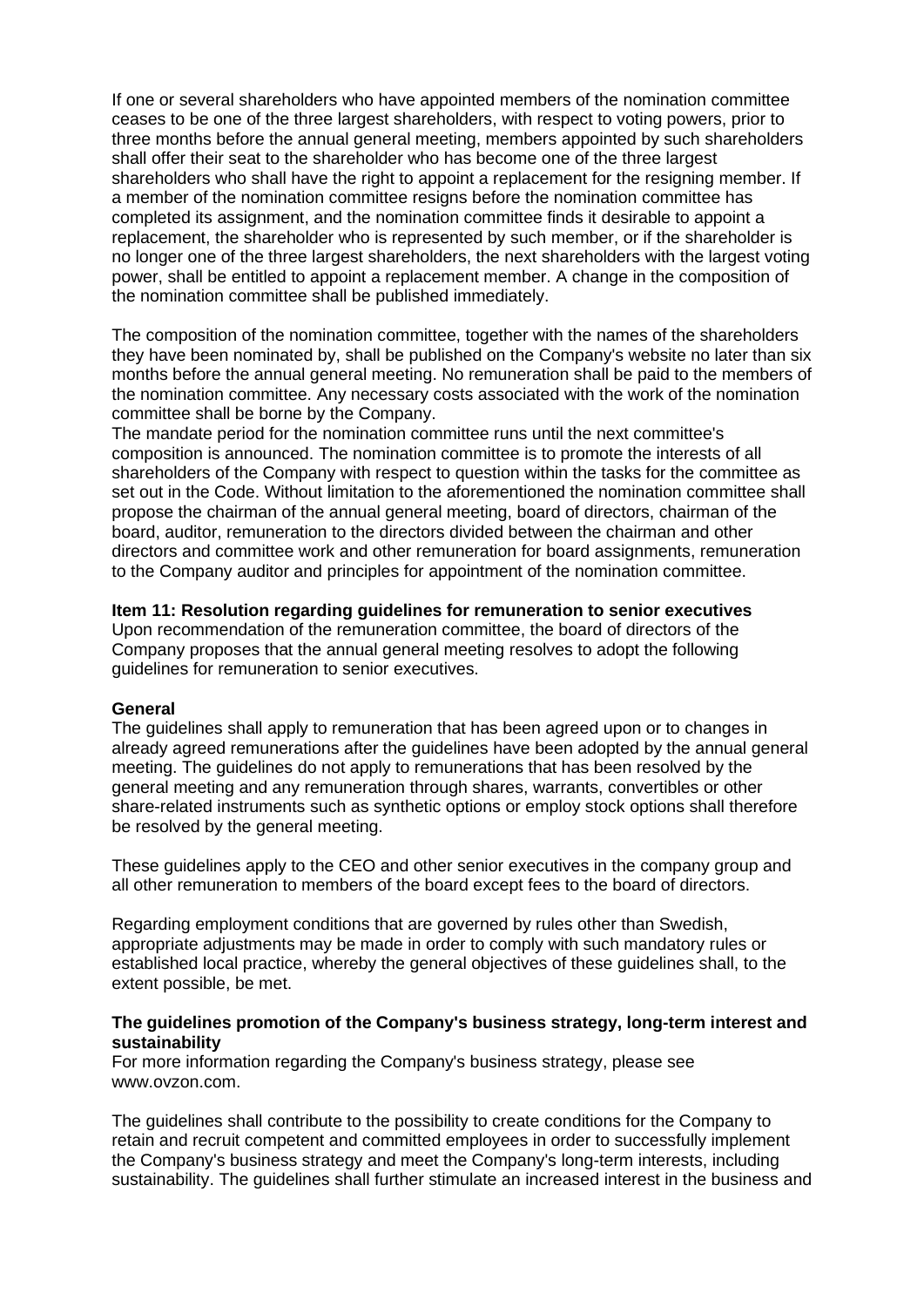If one or several shareholders who have appointed members of the nomination committee ceases to be one of the three largest shareholders, with respect to voting powers, prior to three months before the annual general meeting, members appointed by such shareholders shall offer their seat to the shareholder who has become one of the three largest shareholders who shall have the right to appoint a replacement for the resigning member. If a member of the nomination committee resigns before the nomination committee has completed its assignment, and the nomination committee finds it desirable to appoint a replacement, the shareholder who is represented by such member, or if the shareholder is no longer one of the three largest shareholders, the next shareholders with the largest voting power, shall be entitled to appoint a replacement member. A change in the composition of the nomination committee shall be published immediately.

The composition of the nomination committee, together with the names of the shareholders they have been nominated by, shall be published on the Company's website no later than six months before the annual general meeting. No remuneration shall be paid to the members of the nomination committee. Any necessary costs associated with the work of the nomination committee shall be borne by the Company.
The mandate period for the nomination committee runs until the next committee's composition is announced. The nomination committee is to promote the interests of all shareholders of the Company with respect to question within the tasks for the committee as set out in the Code. Without limitation to the aforementioned the nomination committee shall propose the chairman of the annual general meeting, board of directors, chairman of the board, auditor, remuneration to the directors divided between the chairman and other directors and committee work and other remuneration for board assignments, remuneration to the Company auditor and principles for appointment of the nomination committee.

**Item 11: Resolution regarding guidelines for remuneration to senior executives**
Upon recommendation of the remuneration committee, the board of directors of the Company proposes that the annual general meeting resolves to adopt the following guidelines for remuneration to senior executives.

**General**
The guidelines shall apply to remuneration that has been agreed upon or to changes in already agreed remunerations after the guidelines have been adopted by the annual general meeting. The guidelines do not apply to remunerations that has been resolved by the general meeting and any remuneration through shares, warrants, convertibles or other share-related instruments such as synthetic options or employ stock options shall therefore be resolved by the general meeting.

These guidelines apply to the CEO and other senior executives in the company group and all other remuneration to members of the board except fees to the board of directors.

Regarding employment conditions that are governed by rules other than Swedish, appropriate adjustments may be made in order to comply with such mandatory rules or established local practice, whereby the general objectives of these guidelines shall, to the extent possible, be met.

**The guidelines promotion of the Company's business strategy, long-term interest and sustainability**
For more information regarding the Company's business strategy, please see www.ovzon.com.

The guidelines shall contribute to the possibility to create conditions for the Company to retain and recruit competent and committed employees in order to successfully implement the Company's business strategy and meet the Company's long-term interests, including sustainability. The guidelines shall further stimulate an increased interest in the business and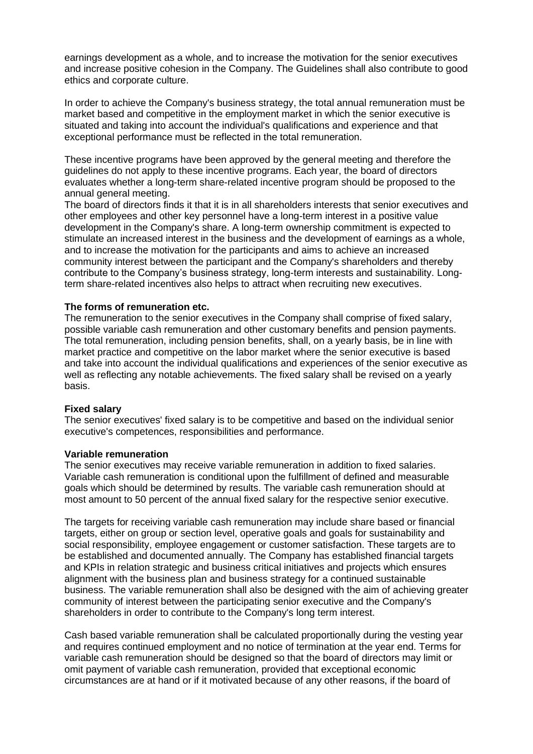earnings development as a whole, and to increase the motivation for the senior executives and increase positive cohesion in the Company. The Guidelines shall also contribute to good ethics and corporate culture.

In order to achieve the Company's business strategy, the total annual remuneration must be market based and competitive in the employment market in which the senior executive is situated and taking into account the individual's qualifications and experience and that exceptional performance must be reflected in the total remuneration.

These incentive programs have been approved by the general meeting and therefore the guidelines do not apply to these incentive programs. Each year, the board of directors evaluates whether a long-term share-related incentive program should be proposed to the annual general meeting.
The board of directors finds it that it is in all shareholders interests that senior executives and other employees and other key personnel have a long-term interest in a positive value development in the Company's share. A long-term ownership commitment is expected to stimulate an increased interest in the business and the development of earnings as a whole, and to increase the motivation for the participants and aims to achieve an increased community interest between the participant and the Company's shareholders and thereby contribute to the Company's business strategy, long-term interests and sustainability. Long-term share-related incentives also helps to attract when recruiting new executives.

**The forms of remuneration etc.**
The remuneration to the senior executives in the Company shall comprise of fixed salary, possible variable cash remuneration and other customary benefits and pension payments. The total remuneration, including pension benefits, shall, on a yearly basis, be in line with market practice and competitive on the labor market where the senior executive is based and take into account the individual qualifications and experiences of the senior executive as well as reflecting any notable achievements. The fixed salary shall be revised on a yearly basis.

**Fixed salary**
The senior executives' fixed salary is to be competitive and based on the individual senior executive's competences, responsibilities and performance.

**Variable remuneration**
The senior executives may receive variable remuneration in addition to fixed salaries. Variable cash remuneration is conditional upon the fulfillment of defined and measurable goals which should be determined by results. The variable cash remuneration should at most amount to 50 percent of the annual fixed salary for the respective senior executive.

The targets for receiving variable cash remuneration may include share based or financial targets, either on group or section level, operative goals and goals for sustainability and social responsibility, employee engagement or customer satisfaction. These targets are to be established and documented annually. The Company has established financial targets and KPIs in relation strategic and business critical initiatives and projects which ensures alignment with the business plan and business strategy for a continued sustainable business. The variable remuneration shall also be designed with the aim of achieving greater community of interest between the participating senior executive and the Company's shareholders in order to contribute to the Company's long term interest.

Cash based variable remuneration shall be calculated proportionally during the vesting year and requires continued employment and no notice of termination at the year end. Terms for variable cash remuneration should be designed so that the board of directors may limit or omit payment of variable cash remuneration, provided that exceptional economic circumstances are at hand or if it motivated because of any other reasons, if the board of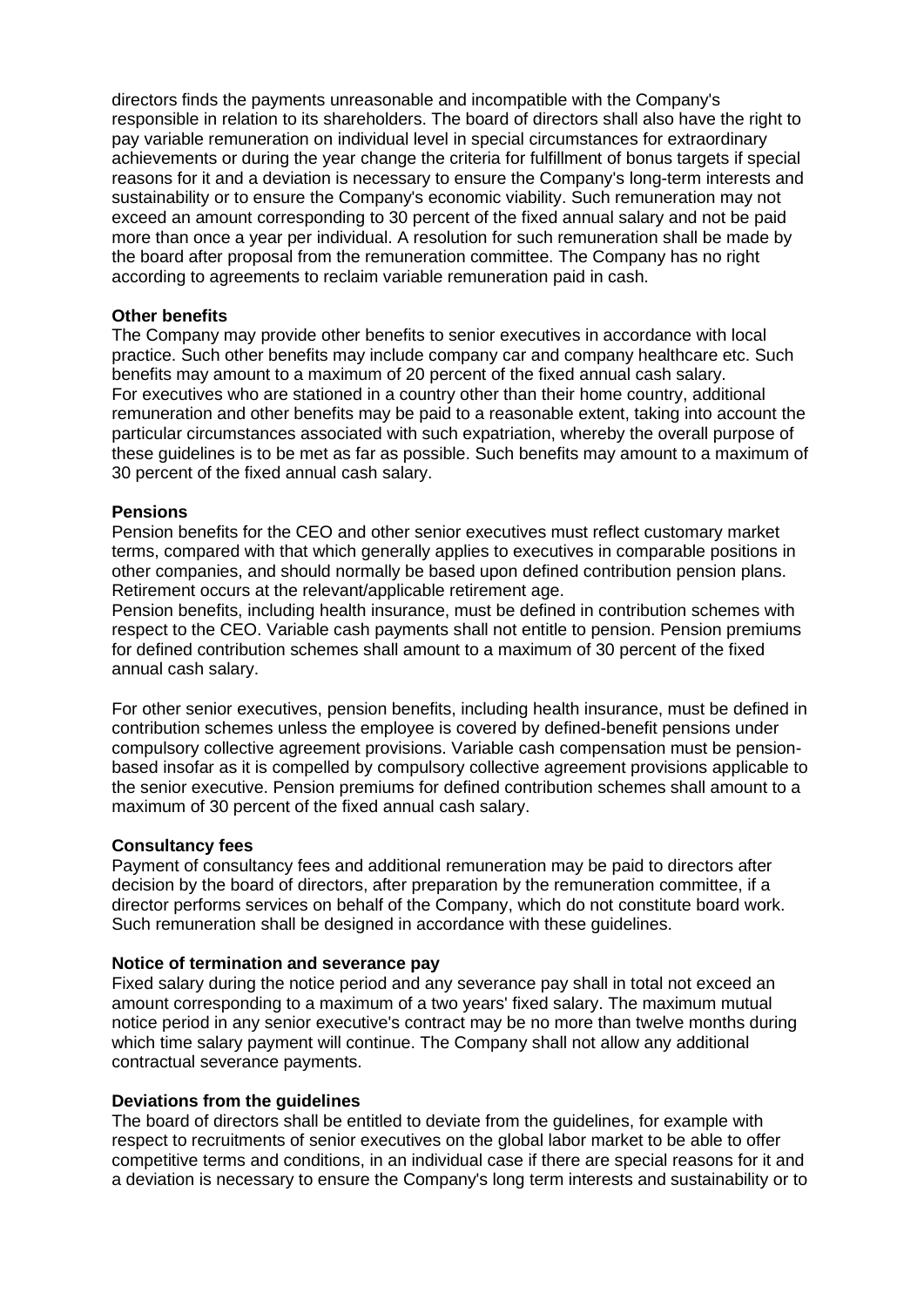directors finds the payments unreasonable and incompatible with the Company's responsible in relation to its shareholders. The board of directors shall also have the right to pay variable remuneration on individual level in special circumstances for extraordinary achievements or during the year change the criteria for fulfillment of bonus targets if special reasons for it and a deviation is necessary to ensure the Company's long-term interests and sustainability or to ensure the Company's economic viability. Such remuneration may not exceed an amount corresponding to 30 percent of the fixed annual salary and not be paid more than once a year per individual. A resolution for such remuneration shall be made by the board after proposal from the remuneration committee. The Company has no right according to agreements to reclaim variable remuneration paid in cash.

**Other benefits**

The Company may provide other benefits to senior executives in accordance with local practice. Such other benefits may include company car and company healthcare etc. Such benefits may amount to a maximum of 20 percent of the fixed annual cash salary.
For executives who are stationed in a country other than their home country, additional remuneration and other benefits may be paid to a reasonable extent, taking into account the particular circumstances associated with such expatriation, whereby the overall purpose of these guidelines is to be met as far as possible. Such benefits may amount to a maximum of 30 percent of the fixed annual cash salary.

**Pensions**

Pension benefits for the CEO and other senior executives must reflect customary market terms, compared with that which generally applies to executives in comparable positions in other companies, and should normally be based upon defined contribution pension plans. Retirement occurs at the relevant/applicable retirement age.
Pension benefits, including health insurance, must be defined in contribution schemes with respect to the CEO. Variable cash payments shall not entitle to pension. Pension premiums for defined contribution schemes shall amount to a maximum of 30 percent of the fixed annual cash salary.

For other senior executives, pension benefits, including health insurance, must be defined in contribution schemes unless the employee is covered by defined-benefit pensions under compulsory collective agreement provisions. Variable cash compensation must be pension-based insofar as it is compelled by compulsory collective agreement provisions applicable to the senior executive. Pension premiums for defined contribution schemes shall amount to a maximum of 30 percent of the fixed annual cash salary.

**Consultancy fees**

Payment of consultancy fees and additional remuneration may be paid to directors after decision by the board of directors, after preparation by the remuneration committee, if a director performs services on behalf of the Company, which do not constitute board work. Such remuneration shall be designed in accordance with these guidelines.

**Notice of termination and severance pay**

Fixed salary during the notice period and any severance pay shall in total not exceed an amount corresponding to a maximum of a two years' fixed salary. The maximum mutual notice period in any senior executive's contract may be no more than twelve months during which time salary payment will continue. The Company shall not allow any additional contractual severance payments.

**Deviations from the guidelines**

The board of directors shall be entitled to deviate from the guidelines, for example with respect to recruitments of senior executives on the global labor market to be able to offer competitive terms and conditions, in an individual case if there are special reasons for it and a deviation is necessary to ensure the Company's long term interests and sustainability or to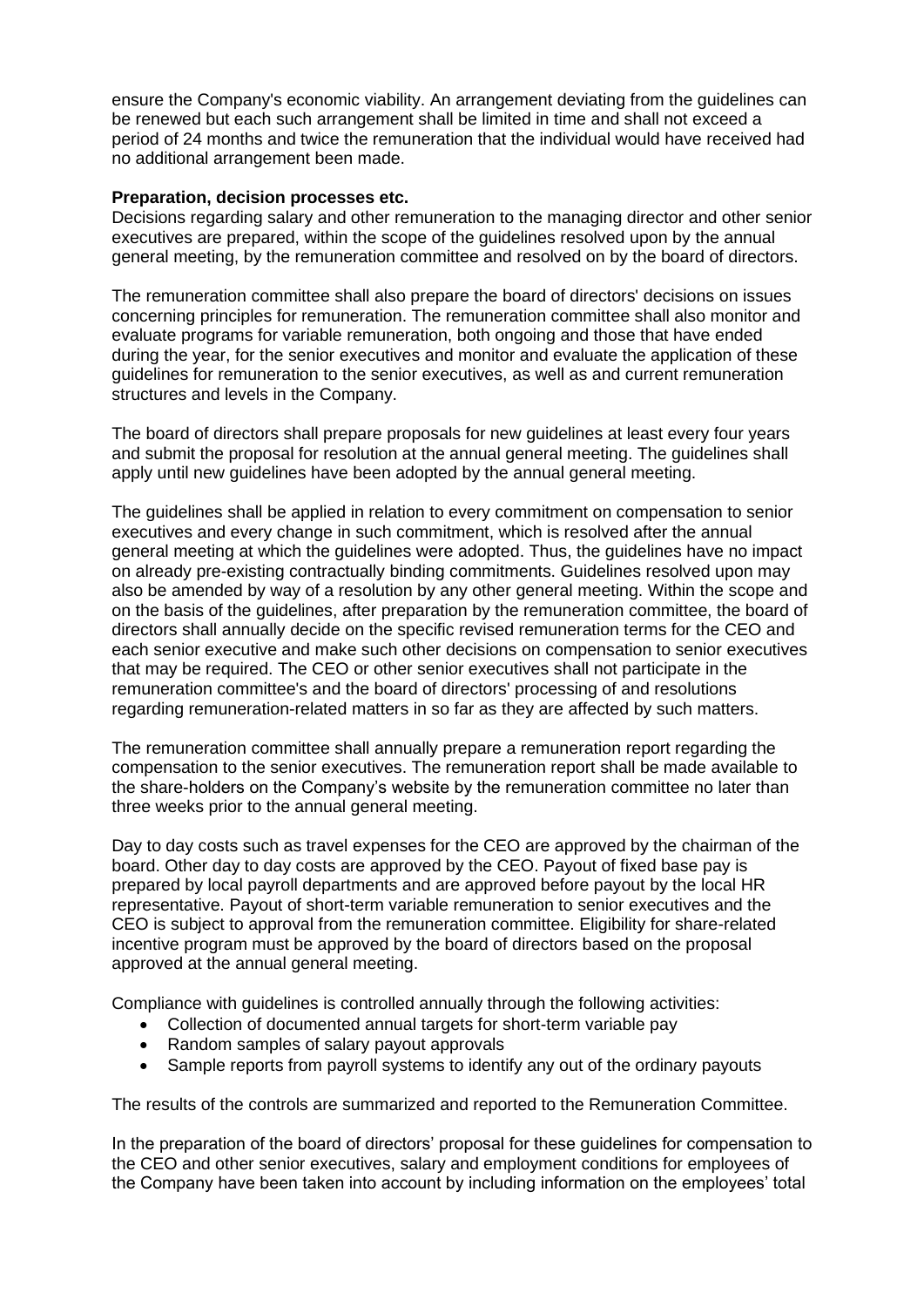ensure the Company's economic viability. An arrangement deviating from the guidelines can be renewed but each such arrangement shall be limited in time and shall not exceed a period of 24 months and twice the remuneration that the individual would have received had no additional arrangement been made.

**Preparation, decision processes etc.**

Decisions regarding salary and other remuneration to the managing director and other senior executives are prepared, within the scope of the guidelines resolved upon by the annual general meeting, by the remuneration committee and resolved on by the board of directors.

The remuneration committee shall also prepare the board of directors' decisions on issues concerning principles for remuneration. The remuneration committee shall also monitor and evaluate programs for variable remuneration, both ongoing and those that have ended during the year, for the senior executives and monitor and evaluate the application of these guidelines for remuneration to the senior executives, as well as and current remuneration structures and levels in the Company.

The board of directors shall prepare proposals for new guidelines at least every four years and submit the proposal for resolution at the annual general meeting. The guidelines shall apply until new guidelines have been adopted by the annual general meeting.

The guidelines shall be applied in relation to every commitment on compensation to senior executives and every change in such commitment, which is resolved after the annual general meeting at which the guidelines were adopted. Thus, the guidelines have no impact on already pre-existing contractually binding commitments. Guidelines resolved upon may also be amended by way of a resolution by any other general meeting. Within the scope and on the basis of the guidelines, after preparation by the remuneration committee, the board of directors shall annually decide on the specific revised remuneration terms for the CEO and each senior executive and make such other decisions on compensation to senior executives that may be required. The CEO or other senior executives shall not participate in the remuneration committee's and the board of directors' processing of and resolutions regarding remuneration-related matters in so far as they are affected by such matters.

The remuneration committee shall annually prepare a remuneration report regarding the compensation to the senior executives. The remuneration report shall be made available to the share-holders on the Company's website by the remuneration committee no later than three weeks prior to the annual general meeting.

Day to day costs such as travel expenses for the CEO are approved by the chairman of the board. Other day to day costs are approved by the CEO. Payout of fixed base pay is prepared by local payroll departments and are approved before payout by the local HR representative. Payout of short-term variable remuneration to senior executives and the CEO is subject to approval from the remuneration committee. Eligibility for share-related incentive program must be approved by the board of directors based on the proposal approved at the annual general meeting.

Compliance with guidelines is controlled annually through the following activities:

- Collection of documented annual targets for short-term variable pay
- Random samples of salary payout approvals
- Sample reports from payroll systems to identify any out of the ordinary payouts

The results of the controls are summarized and reported to the Remuneration Committee.

In the preparation of the board of directors' proposal for these guidelines for compensation to the CEO and other senior executives, salary and employment conditions for employees of the Company have been taken into account by including information on the employees' total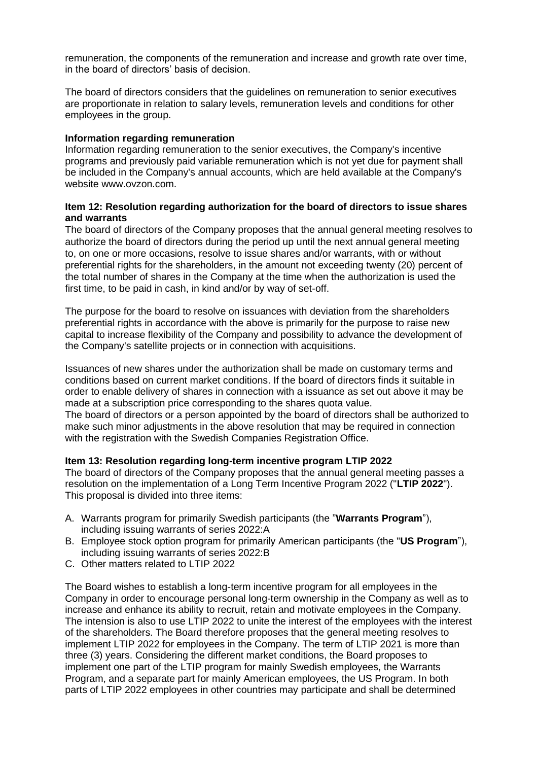remuneration, the components of the remuneration and increase and growth rate over time, in the board of directors' basis of decision.

The board of directors considers that the guidelines on remuneration to senior executives are proportionate in relation to salary levels, remuneration levels and conditions for other employees in the group.

**Information regarding remuneration**

Information regarding remuneration to the senior executives, the Company's incentive programs and previously paid variable remuneration which is not yet due for payment shall be included in the Company's annual accounts, which are held available at the Company's website www.ovzon.com.

**Item 12: Resolution regarding authorization for the board of directors to issue shares and warrants**

The board of directors of the Company proposes that the annual general meeting resolves to authorize the board of directors during the period up until the next annual general meeting to, on one or more occasions, resolve to issue shares and/or warrants, with or without preferential rights for the shareholders, in the amount not exceeding twenty (20) percent of the total number of shares in the Company at the time when the authorization is used the first time, to be paid in cash, in kind and/or by way of set-off.

The purpose for the board to resolve on issuances with deviation from the shareholders preferential rights in accordance with the above is primarily for the purpose to raise new capital to increase flexibility of the Company and possibility to advance the development of the Company's satellite projects or in connection with acquisitions.

Issuances of new shares under the authorization shall be made on customary terms and conditions based on current market conditions. If the board of directors finds it suitable in order to enable delivery of shares in connection with a issuance as set out above it may be made at a subscription price corresponding to the shares quota value.
The board of directors or a person appointed by the board of directors shall be authorized to make such minor adjustments in the above resolution that may be required in connection with the registration with the Swedish Companies Registration Office.

**Item 13: Resolution regarding long-term incentive program LTIP 2022**

The board of directors of the Company proposes that the annual general meeting passes a resolution on the implementation of a Long Term Incentive Program 2022 ("**LTIP 2022**"). This proposal is divided into three items:

A. Warrants program for primarily Swedish participants (the "**Warrants Program**"), including issuing warrants of series 2022:A
B. Employee stock option program for primarily American participants (the "**US Program**"), including issuing warrants of series 2022:B
C. Other matters related to LTIP 2022

The Board wishes to establish a long-term incentive program for all employees in the Company in order to encourage personal long-term ownership in the Company as well as to increase and enhance its ability to recruit, retain and motivate employees in the Company. The intension is also to use LTIP 2022 to unite the interest of the employees with the interest of the shareholders. The Board therefore proposes that the general meeting resolves to implement LTIP 2022 for employees in the Company. The term of LTIP 2021 is more than three (3) years. Considering the different market conditions, the Board proposes to implement one part of the LTIP program for mainly Swedish employees, the Warrants Program, and a separate part for mainly American employees, the US Program. In both parts of LTIP 2022 employees in other countries may participate and shall be determined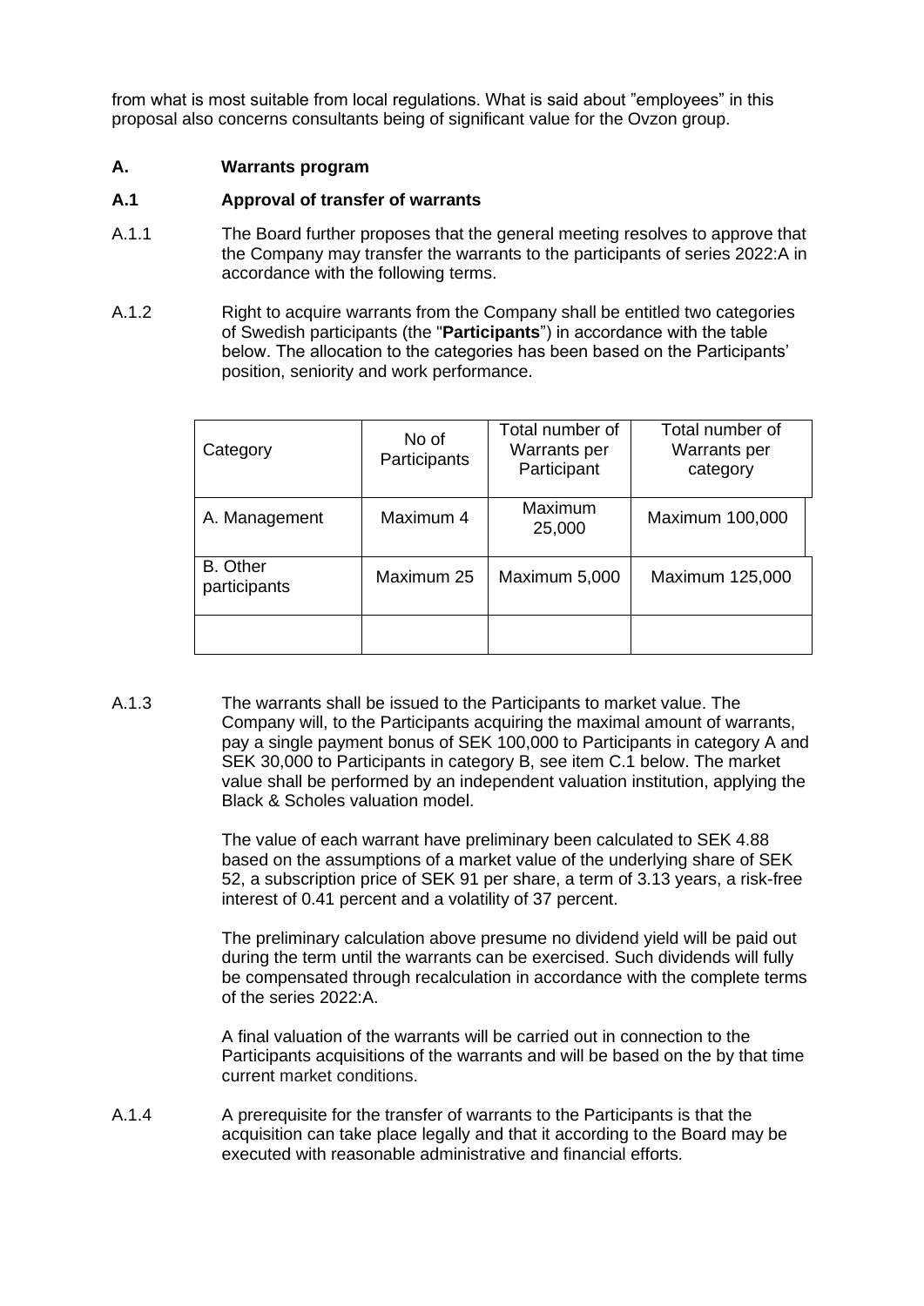from what is most suitable from local regulations. What is said about "employees" in this proposal also concerns consultants being of significant value for the Ovzon group.

## A. Warrants program

### A.1 Approval of transfer of warrants

A.1.1 The Board further proposes that the general meeting resolves to approve that the Company may transfer the warrants to the participants of series 2022:A in accordance with the following terms.

A.1.2 Right to acquire warrants from the Company shall be entitled two categories of Swedish participants (the "**Participants**") in accordance with the table below. The allocation to the categories has been based on the Participants' position, seniority and work performance.

| Category | No of Participants | Total number of Warrants per Participant | Total number of Warrants per category |
|---|---|---|---|
| A. Management | Maximum 4 | Maximum 25,000 | Maximum 100,000 |
| B. Other participants | Maximum 25 | Maximum 5,000 | Maximum 125,000 |
| | | | |

A.1.3 The warrants shall be issued to the Participants to market value. The Company will, to the Participants acquiring the maximal amount of warrants, pay a single payment bonus of SEK 100,000 to Participants in category A and SEK 30,000 to Participants in category B, see item C.1 below. The market value shall be performed by an independent valuation institution, applying the Black & Scholes valuation model.

The value of each warrant have preliminary been calculated to SEK 4.88 based on the assumptions of a market value of the underlying share of SEK 52, a subscription price of SEK 91 per share, a term of 3.13 years, a risk-free interest of 0.41 percent and a volatility of 37 percent.

The preliminary calculation above presume no dividend yield will be paid out during the term until the warrants can be exercised. Such dividends will fully be compensated through recalculation in accordance with the complete terms of the series 2022:A.

A final valuation of the warrants will be carried out in connection to the Participants acquisitions of the warrants and will be based on the by that time current market conditions.

A.1.4 A prerequisite for the transfer of warrants to the Participants is that the acquisition can take place legally and that it according to the Board may be executed with reasonable administrative and financial efforts.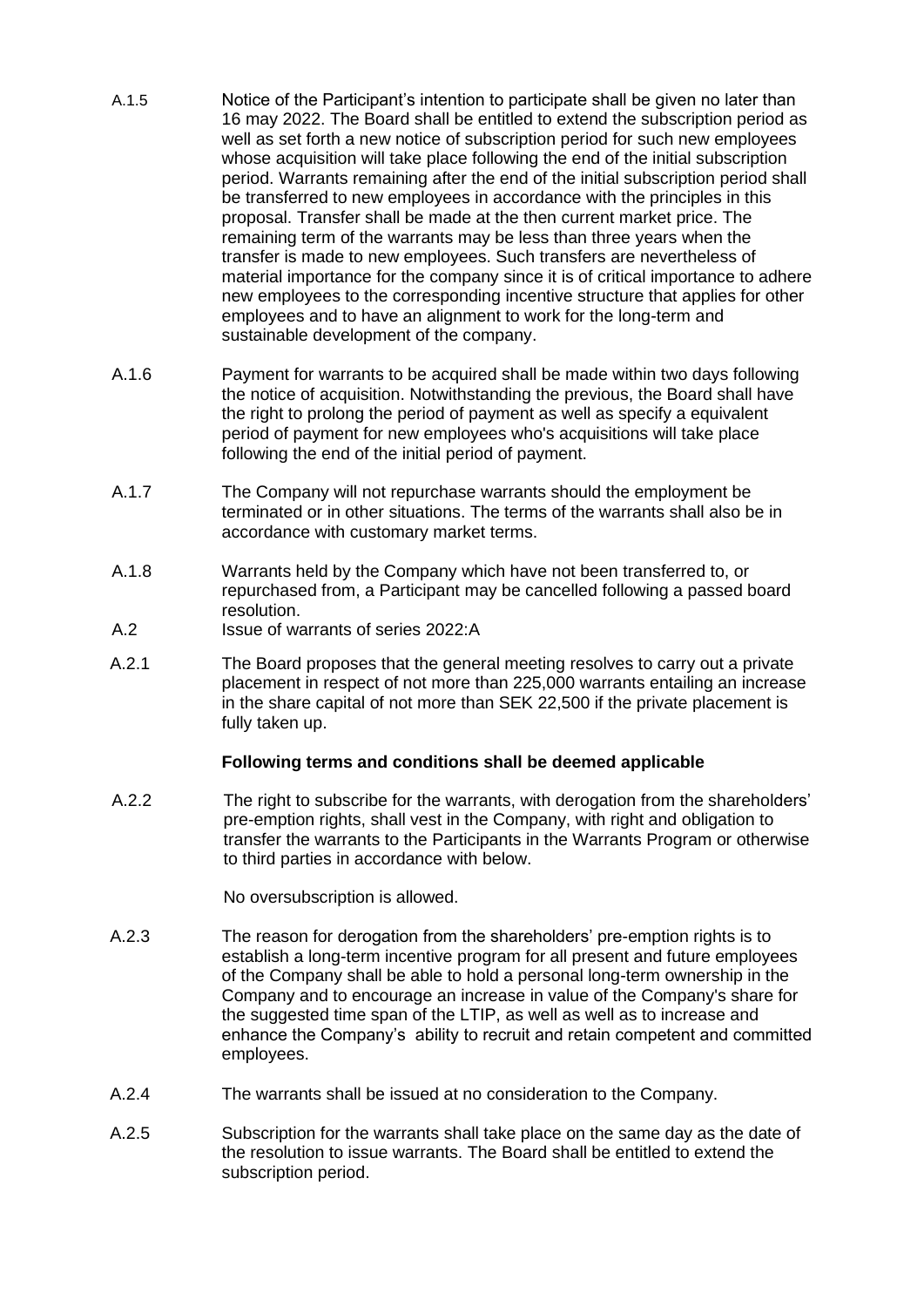A.1.5 Notice of the Participant's intention to participate shall be given no later than 16 may 2022. The Board shall be entitled to extend the subscription period as well as set forth a new notice of subscription period for such new employees whose acquisition will take place following the end of the initial subscription period. Warrants remaining after the end of the initial subscription period shall be transferred to new employees in accordance with the principles in this proposal. Transfer shall be made at the then current market price. The remaining term of the warrants may be less than three years when the transfer is made to new employees. Such transfers are nevertheless of material importance for the company since it is of critical importance to adhere new employees to the corresponding incentive structure that applies for other employees and to have an alignment to work for the long-term and sustainable development of the company.

A.1.6 Payment for warrants to be acquired shall be made within two days following the notice of acquisition. Notwithstanding the previous, the Board shall have the right to prolong the period of payment as well as specify a equivalent period of payment for new employees who's acquisitions will take place following the end of the initial period of payment.

A.1.7 The Company will not repurchase warrants should the employment be terminated or in other situations. The terms of the warrants shall also be in accordance with customary market terms.

A.1.8 Warrants held by the Company which have not been transferred to, or repurchased from, a Participant may be cancelled following a passed board resolution.

A.2 Issue of warrants of series 2022:A

A.2.1 The Board proposes that the general meeting resolves to carry out a private placement in respect of not more than 225,000 warrants entailing an increase in the share capital of not more than SEK 22,500 if the private placement is fully taken up.

**Following terms and conditions shall be deemed applicable**

A.2.2 The right to subscribe for the warrants, with derogation from the shareholders' pre-emption rights, shall vest in the Company, with right and obligation to transfer the warrants to the Participants in the Warrants Program or otherwise to third parties in accordance with below.

No oversubscription is allowed.

A.2.3 The reason for derogation from the shareholders' pre-emption rights is to establish a long-term incentive program for all present and future employees of the Company shall be able to hold a personal long-term ownership in the Company and to encourage an increase in value of the Company's share for the suggested time span of the LTIP, as well as well as to increase and enhance the Company's ability to recruit and retain competent and committed employees.

A.2.4 The warrants shall be issued at no consideration to the Company.

A.2.5 Subscription for the warrants shall take place on the same day as the date of the resolution to issue warrants. The Board shall be entitled to extend the subscription period.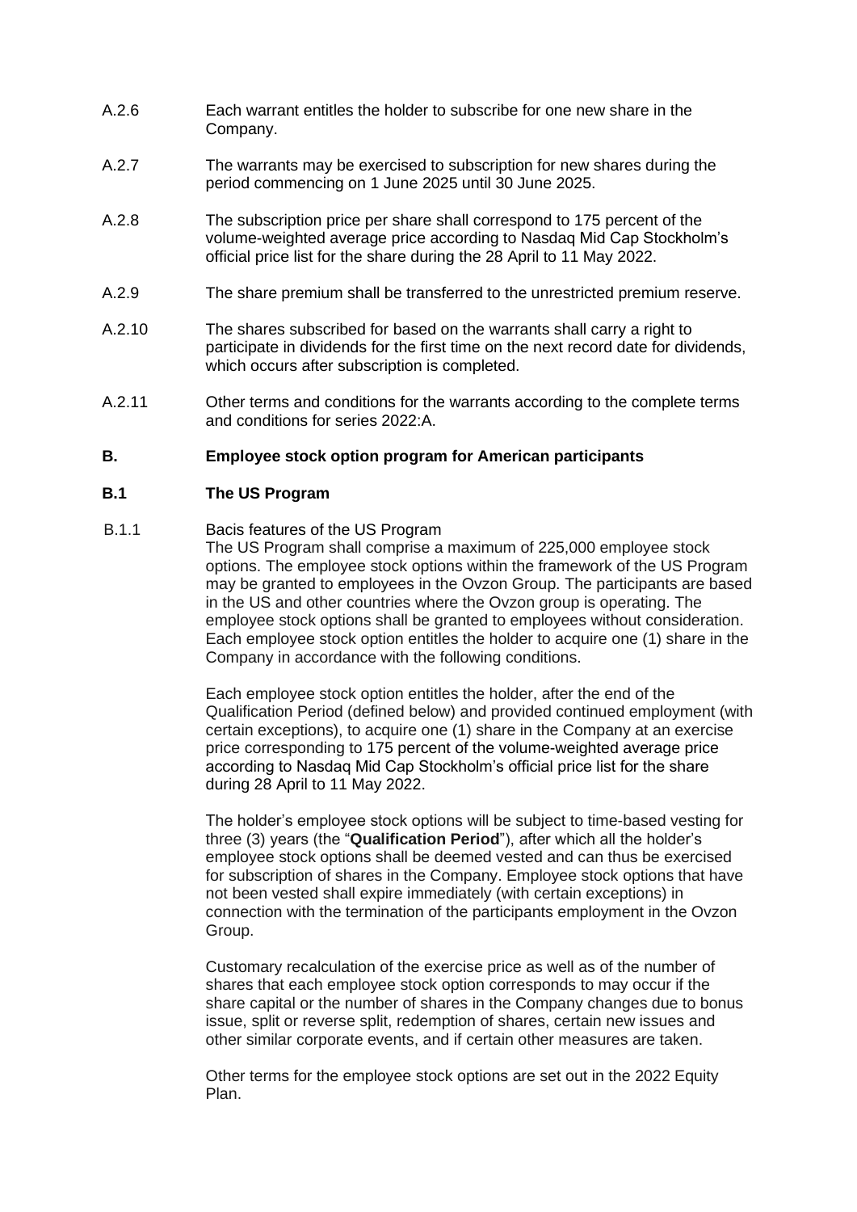A.2.6 Each warrant entitles the holder to subscribe for one new share in the Company.

A.2.7 The warrants may be exercised to subscription for new shares during the period commencing on 1 June 2025 until 30 June 2025.

A.2.8 The subscription price per share shall correspond to 175 percent of the volume-weighted average price according to Nasdaq Mid Cap Stockholm's official price list for the share during the 28 April to 11 May 2022.

A.2.9 The share premium shall be transferred to the unrestricted premium reserve.

A.2.10 The shares subscribed for based on the warrants shall carry a right to participate in dividends for the first time on the next record date for dividends, which occurs after subscription is completed.

A.2.11 Other terms and conditions for the warrants according to the complete terms and conditions for series 2022:A.

## B. Employee stock option program for American participants

### B.1 The US Program

B.1.1 Bacis features of the US Program

The US Program shall comprise a maximum of 225,000 employee stock options. The employee stock options within the framework of the US Program may be granted to employees in the Ovzon Group. The participants are based in the US and other countries where the Ovzon group is operating. The employee stock options shall be granted to employees without consideration. Each employee stock option entitles the holder to acquire one (1) share in the Company in accordance with the following conditions.

Each employee stock option entitles the holder, after the end of the Qualification Period (defined below) and provided continued employment (with certain exceptions), to acquire one (1) share in the Company at an exercise price corresponding to 175 percent of the volume-weighted average price according to Nasdaq Mid Cap Stockholm's official price list for the share during 28 April to 11 May 2022.

The holder's employee stock options will be subject to time-based vesting for three (3) years (the "**Qualification Period**"), after which all the holder's employee stock options shall be deemed vested and can thus be exercised for subscription of shares in the Company. Employee stock options that have not been vested shall expire immediately (with certain exceptions) in connection with the termination of the participants employment in the Ovzon Group.

Customary recalculation of the exercise price as well as of the number of shares that each employee stock option corresponds to may occur if the share capital or the number of shares in the Company changes due to bonus issue, split or reverse split, redemption of shares, certain new issues and other similar corporate events, and if certain other measures are taken.

Other terms for the employee stock options are set out in the 2022 Equity Plan.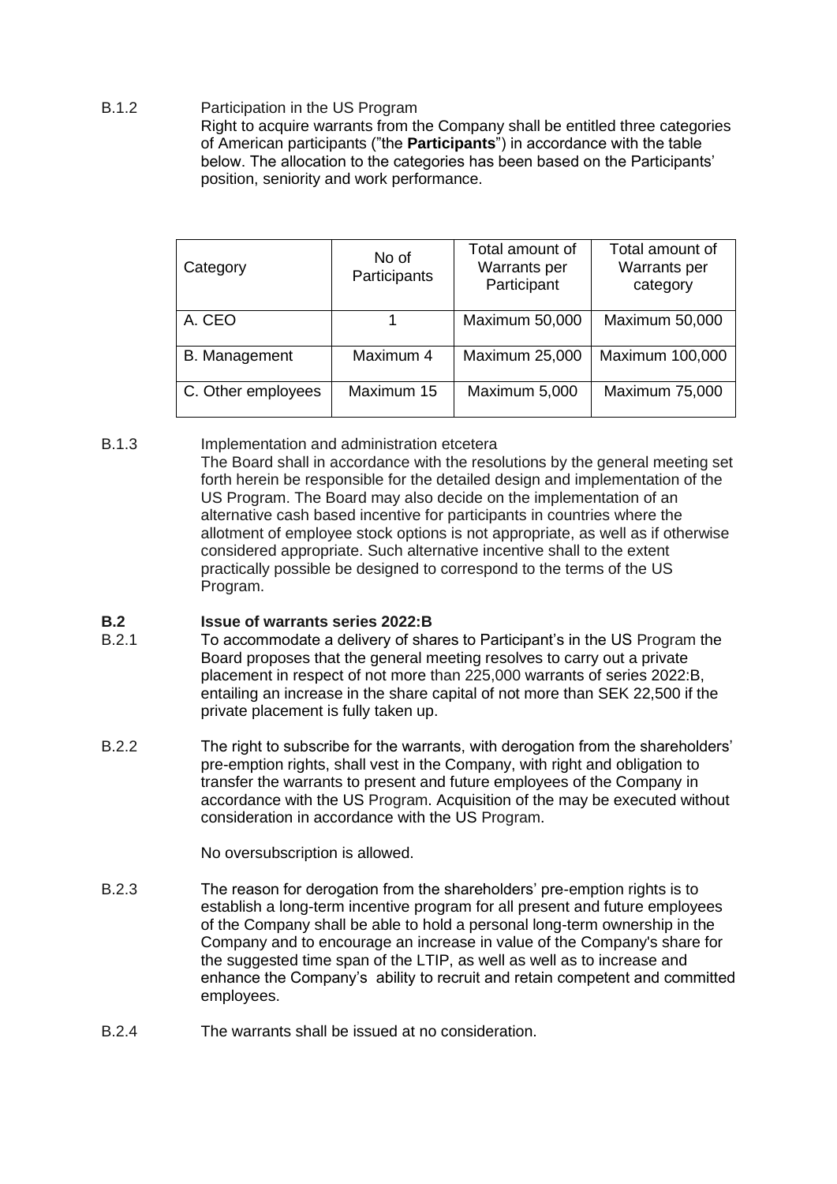B.1.2 Participation in the US Program

Right to acquire warrants from the Company shall be entitled three categories of American participants ("the **Participants**") in accordance with the table below. The allocation to the categories has been based on the Participants' position, seniority and work performance.

| Category | No of Participants | Total amount of Warrants per Participant | Total amount of Warrants per category |
|---|---|---|---|
| A. CEO | 1 | Maximum 50,000 | Maximum 50,000 |
| B. Management | Maximum 4 | Maximum 25,000 | Maximum 100,000 |
| C. Other employees | Maximum 15 | Maximum 5,000 | Maximum 75,000 |

B.1.3 Implementation and administration etcetera

The Board shall in accordance with the resolutions by the general meeting set forth herein be responsible for the detailed design and implementation of the US Program. The Board may also decide on the implementation of an alternative cash based incentive for participants in countries where the allotment of employee stock options is not appropriate, as well as if otherwise considered appropriate. Such alternative incentive shall to the extent practically possible be designed to correspond to the terms of the US Program.

**B.2 Issue of warrants series 2022:B**

B.2.1 To accommodate a delivery of shares to Participant's in the US Program the Board proposes that the general meeting resolves to carry out a private placement in respect of not more than 225,000 warrants of series 2022:B, entailing an increase in the share capital of not more than SEK 22,500 if the private placement is fully taken up.

B.2.2 The right to subscribe for the warrants, with derogation from the shareholders' pre-emption rights, shall vest in the Company, with right and obligation to transfer the warrants to present and future employees of the Company in accordance with the US Program. Acquisition of the may be executed without consideration in accordance with the US Program.

No oversubscription is allowed.

B.2.3 The reason for derogation from the shareholders' pre-emption rights is to establish a long-term incentive program for all present and future employees of the Company shall be able to hold a personal long-term ownership in the Company and to encourage an increase in value of the Company's share for the suggested time span of the LTIP, as well as well as to increase and enhance the Company's ability to recruit and retain competent and committed employees.

B.2.4 The warrants shall be issued at no consideration.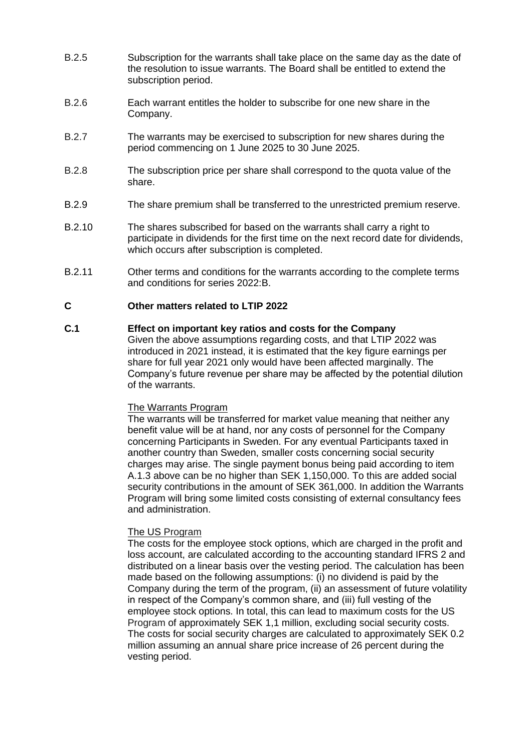B.2.5 Subscription for the warrants shall take place on the same day as the date of the resolution to issue warrants. The Board shall be entitled to extend the subscription period.

B.2.6 Each warrant entitles the holder to subscribe for one new share in the Company.

B.2.7 The warrants may be exercised to subscription for new shares during the period commencing on 1 June 2025 to 30 June 2025.

B.2.8 The subscription price per share shall correspond to the quota value of the share.

B.2.9 The share premium shall be transferred to the unrestricted premium reserve.

B.2.10 The shares subscribed for based on the warrants shall carry a right to participate in dividends for the first time on the next record date for dividends, which occurs after subscription is completed.

B.2.11 Other terms and conditions for the warrants according to the complete terms and conditions for series 2022:B.

## C Other matters related to LTIP 2022

### C.1 Effect on important key ratios and costs for the Company

Given the above assumptions regarding costs, and that LTIP 2022 was introduced in 2021 instead, it is estimated that the key figure earnings per share for full year 2021 only would have been affected marginally. The Company's future revenue per share may be affected by the potential dilution of the warrants.

The Warrants Program

The warrants will be transferred for market value meaning that neither any benefit value will be at hand, nor any costs of personnel for the Company concerning Participants in Sweden. For any eventual Participants taxed in another country than Sweden, smaller costs concerning social security charges may arise. The single payment bonus being paid according to item A.1.3 above can be no higher than SEK 1,150,000. To this are added social security contributions in the amount of SEK 361,000. In addition the Warrants Program will bring some limited costs consisting of external consultancy fees and administration.

The US Program

The costs for the employee stock options, which are charged in the profit and loss account, are calculated according to the accounting standard IFRS 2 and distributed on a linear basis over the vesting period. The calculation has been made based on the following assumptions: (i) no dividend is paid by the Company during the term of the program, (ii) an assessment of future volatility in respect of the Company's common share, and (iii) full vesting of the employee stock options. In total, this can lead to maximum costs for the US Program of approximately SEK 1,1 million, excluding social security costs. The costs for social security charges are calculated to approximately SEK 0.2 million assuming an annual share price increase of 26 percent during the vesting period.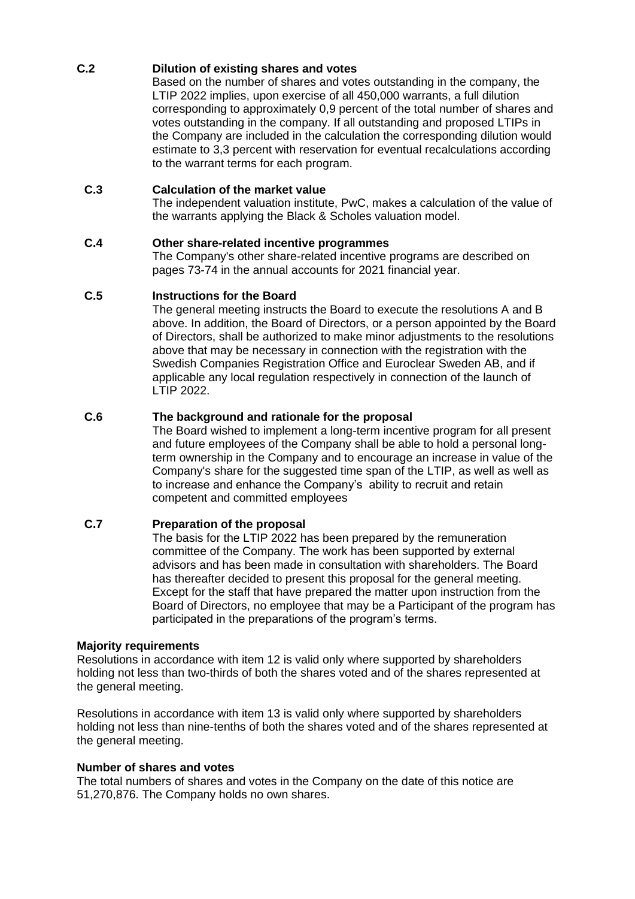**C.2 Dilution of existing shares and votes**

Based on the number of shares and votes outstanding in the company, the LTIP 2022 implies, upon exercise of all 450,000 warrants, a full dilution corresponding to approximately 0,9 percent of the total number of shares and votes outstanding in the company. If all outstanding and proposed LTIPs in the Company are included in the calculation the corresponding dilution would estimate to 3,3 percent with reservation for eventual recalculations according to the warrant terms for each program.

**C.3 Calculation of the market value**

The independent valuation institute, PwC, makes a calculation of the value of the warrants applying the Black & Scholes valuation model.

**C.4 Other share-related incentive programmes**

The Company's other share-related incentive programs are described on pages 73-74 in the annual accounts for 2021 financial year.

**C.5 Instructions for the Board**

The general meeting instructs the Board to execute the resolutions A and B above. In addition, the Board of Directors, or a person appointed by the Board of Directors, shall be authorized to make minor adjustments to the resolutions above that may be necessary in connection with the registration with the Swedish Companies Registration Office and Euroclear Sweden AB, and if applicable any local regulation respectively in connection of the launch of LTIP 2022.

**C.6 The background and rationale for the proposal**

The Board wished to implement a long-term incentive program for all present and future employees of the Company shall be able to hold a personal long-term ownership in the Company and to encourage an increase in value of the Company's share for the suggested time span of the LTIP, as well as well as to increase and enhance the Company's ability to recruit and retain competent and committed employees

**C.7 Preparation of the proposal**

The basis for the LTIP 2022 has been prepared by the remuneration committee of the Company. The work has been supported by external advisors and has been made in consultation with shareholders. The Board has thereafter decided to present this proposal for the general meeting. Except for the staff that have prepared the matter upon instruction from the Board of Directors, no employee that may be a Participant of the program has participated in the preparations of the program's terms.

**Majority requirements**

Resolutions in accordance with item 12 is valid only where supported by shareholders holding not less than two-thirds of both the shares voted and of the shares represented at the general meeting.

Resolutions in accordance with item 13 is valid only where supported by shareholders holding not less than nine-tenths of both the shares voted and of the shares represented at the general meeting.

**Number of shares and votes**

The total numbers of shares and votes in the Company on the date of this notice are 51,270,876. The Company holds no own shares.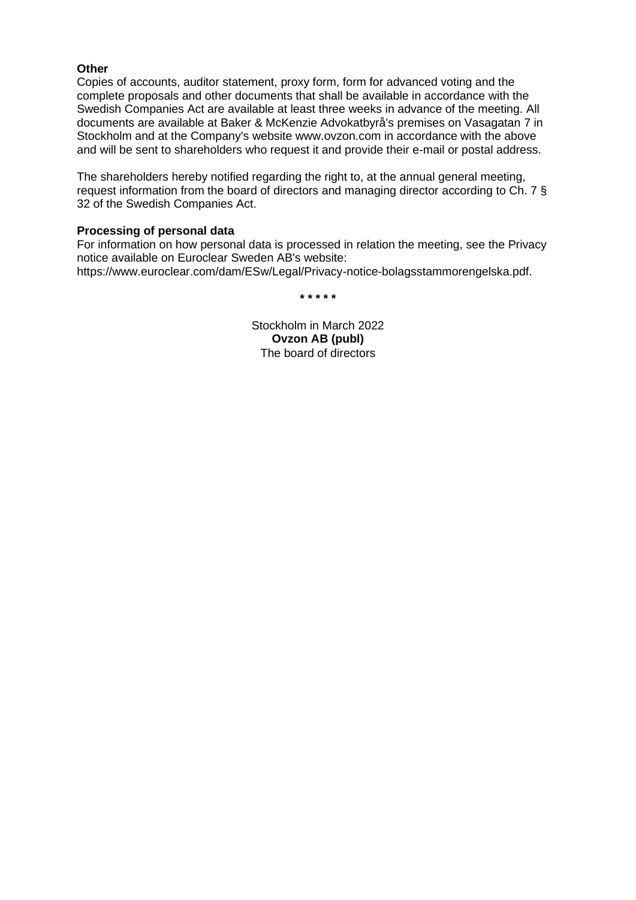**Other**

Copies of accounts, auditor statement, proxy form, form for advanced voting and the complete proposals and other documents that shall be available in accordance with the Swedish Companies Act are available at least three weeks in advance of the meeting. All documents are available at Baker & McKenzie Advokatbyrå's premises on Vasagatan 7 in Stockholm and at the Company's website www.ovzon.com in accordance with the above and will be sent to shareholders who request it and provide their e-mail or postal address.

The shareholders hereby notified regarding the right to, at the annual general meeting, request information from the board of directors and managing director according to Ch. 7 § 32 of the Swedish Companies Act.

**Processing of personal data**

For information on how personal data is processed in relation the meeting, see the Privacy notice available on Euroclear Sweden AB's website: https://www.euroclear.com/dam/ESw/Legal/Privacy-notice-bolagsstammorengelska.pdf.

\* \* \* \* \*

Stockholm in March 2022
**Ovzon AB (publ)**
The board of directors